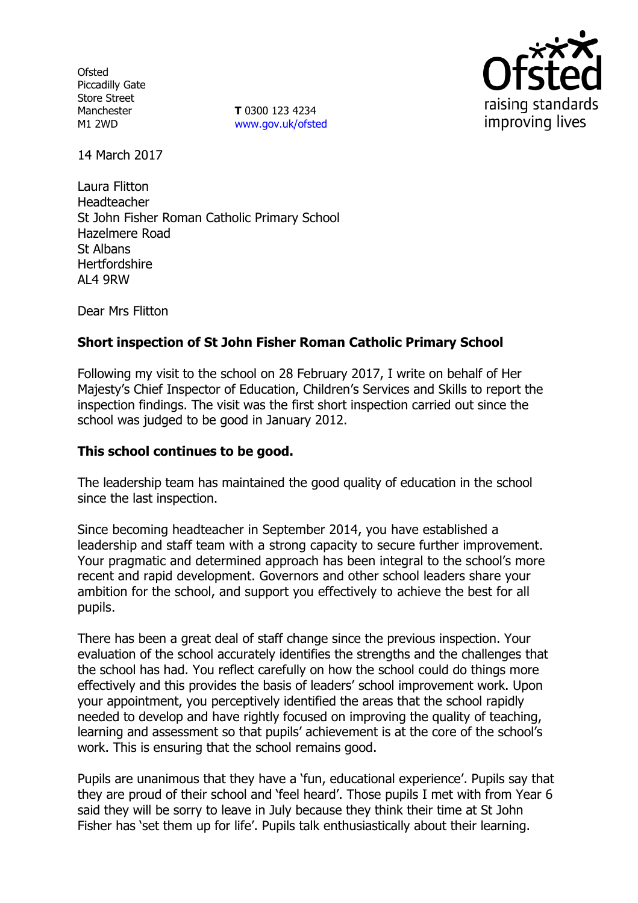Ofsted
Piccadilly Gate
Store Street
Manchester
M1 2WD

**T** 0300 123 4234
www.gov.uk/ofsted

14 March 2017

Laura Flitton
Headteacher
St John Fisher Roman Catholic Primary School
Hazelmere Road
St Albans
Hertfordshire
AL4 9RW

Dear Mrs Flitton

**Short inspection of St John Fisher Roman Catholic Primary School**

Following my visit to the school on 28 February 2017, I write on behalf of Her Majesty's Chief Inspector of Education, Children's Services and Skills to report the inspection findings. The visit was the first short inspection carried out since the school was judged to be good in January 2012.

**This school continues to be good.**

The leadership team has maintained the good quality of education in the school since the last inspection.

Since becoming headteacher in September 2014, you have established a leadership and staff team with a strong capacity to secure further improvement. Your pragmatic and determined approach has been integral to the school's more recent and rapid development. Governors and other school leaders share your ambition for the school, and support you effectively to achieve the best for all pupils.

There has been a great deal of staff change since the previous inspection. Your evaluation of the school accurately identifies the strengths and the challenges that the school has had. You reflect carefully on how the school could do things more effectively and this provides the basis of leaders' school improvement work. Upon your appointment, you perceptively identified the areas that the school rapidly needed to develop and have rightly focused on improving the quality of teaching, learning and assessment so that pupils' achievement is at the core of the school's work. This is ensuring that the school remains good.

Pupils are unanimous that they have a 'fun, educational experience'. Pupils say that they are proud of their school and 'feel heard'. Those pupils I met with from Year 6 said they will be sorry to leave in July because they think their time at St John Fisher has 'set them up for life'. Pupils talk enthusiastically about their learning.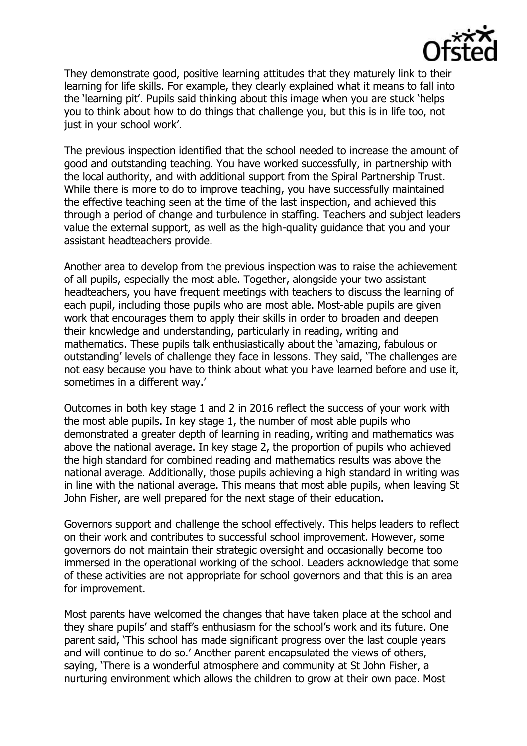They demonstrate good, positive learning attitudes that they maturely link to their learning for life skills. For example, they clearly explained what it means to fall into the 'learning pit'. Pupils said thinking about this image when you are stuck 'helps you to think about how to do things that challenge you, but this is in life too, not just in your school work'.

The previous inspection identified that the school needed to increase the amount of good and outstanding teaching. You have worked successfully, in partnership with the local authority, and with additional support from the Spiral Partnership Trust. While there is more to do to improve teaching, you have successfully maintained the effective teaching seen at the time of the last inspection, and achieved this through a period of change and turbulence in staffing. Teachers and subject leaders value the external support, as well as the high-quality guidance that you and your assistant headteachers provide.

Another area to develop from the previous inspection was to raise the achievement of all pupils, especially the most able. Together, alongside your two assistant headteachers, you have frequent meetings with teachers to discuss the learning of each pupil, including those pupils who are most able. Most-able pupils are given work that encourages them to apply their skills in order to broaden and deepen their knowledge and understanding, particularly in reading, writing and mathematics. These pupils talk enthusiastically about the 'amazing, fabulous or outstanding' levels of challenge they face in lessons. They said, 'The challenges are not easy because you have to think about what you have learned before and use it, sometimes in a different way.'

Outcomes in both key stage 1 and 2 in 2016 reflect the success of your work with the most able pupils. In key stage 1, the number of most able pupils who demonstrated a greater depth of learning in reading, writing and mathematics was above the national average. In key stage 2, the proportion of pupils who achieved the high standard for combined reading and mathematics results was above the national average. Additionally, those pupils achieving a high standard in writing was in line with the national average. This means that most able pupils, when leaving St John Fisher, are well prepared for the next stage of their education.

Governors support and challenge the school effectively. This helps leaders to reflect on their work and contributes to successful school improvement. However, some governors do not maintain their strategic oversight and occasionally become too immersed in the operational working of the school. Leaders acknowledge that some of these activities are not appropriate for school governors and that this is an area for improvement.

Most parents have welcomed the changes that have taken place at the school and they share pupils' and staff's enthusiasm for the school's work and its future. One parent said, 'This school has made significant progress over the last couple years and will continue to do so.' Another parent encapsulated the views of others, saying, 'There is a wonderful atmosphere and community at St John Fisher, a nurturing environment which allows the children to grow at their own pace. Most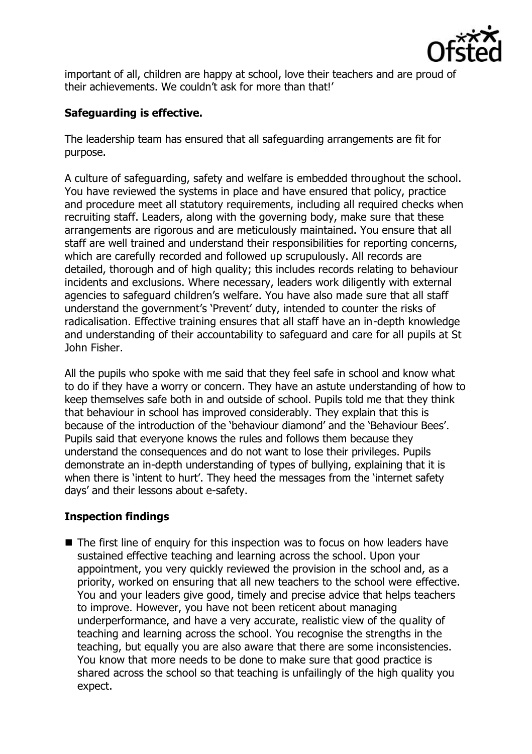important of all, children are happy at school, love their teachers and are proud of their achievements. We couldn't ask for more than that!'

**Safeguarding is effective.**

The leadership team has ensured that all safeguarding arrangements are fit for purpose.

A culture of safeguarding, safety and welfare is embedded throughout the school. You have reviewed the systems in place and have ensured that policy, practice and procedure meet all statutory requirements, including all required checks when recruiting staff. Leaders, along with the governing body, make sure that these arrangements are rigorous and are meticulously maintained. You ensure that all staff are well trained and understand their responsibilities for reporting concerns, which are carefully recorded and followed up scrupulously. All records are detailed, thorough and of high quality; this includes records relating to behaviour incidents and exclusions. Where necessary, leaders work diligently with external agencies to safeguard children's welfare. You have also made sure that all staff understand the government's 'Prevent' duty, intended to counter the risks of radicalisation. Effective training ensures that all staff have an in-depth knowledge and understanding of their accountability to safeguard and care for all pupils at St John Fisher.

All the pupils who spoke with me said that they feel safe in school and know what to do if they have a worry or concern. They have an astute understanding of how to keep themselves safe both in and outside of school. Pupils told me that they think that behaviour in school has improved considerably. They explain that this is because of the introduction of the 'behaviour diamond' and the 'Behaviour Bees'. Pupils said that everyone knows the rules and follows them because they understand the consequences and do not want to lose their privileges. Pupils demonstrate an in-depth understanding of types of bullying, explaining that it is when there is 'intent to hurt'. They heed the messages from the 'internet safety days' and their lessons about e-safety.

**Inspection findings**

- The first line of enquiry for this inspection was to focus on how leaders have sustained effective teaching and learning across the school. Upon your appointment, you very quickly reviewed the provision in the school and, as a priority, worked on ensuring that all new teachers to the school were effective. You and your leaders give good, timely and precise advice that helps teachers to improve. However, you have not been reticent about managing underperformance, and have a very accurate, realistic view of the quality of teaching and learning across the school. You recognise the strengths in the teaching, but equally you are also aware that there are some inconsistencies. You know that more needs to be done to make sure that good practice is shared across the school so that teaching is unfailingly of the high quality you expect.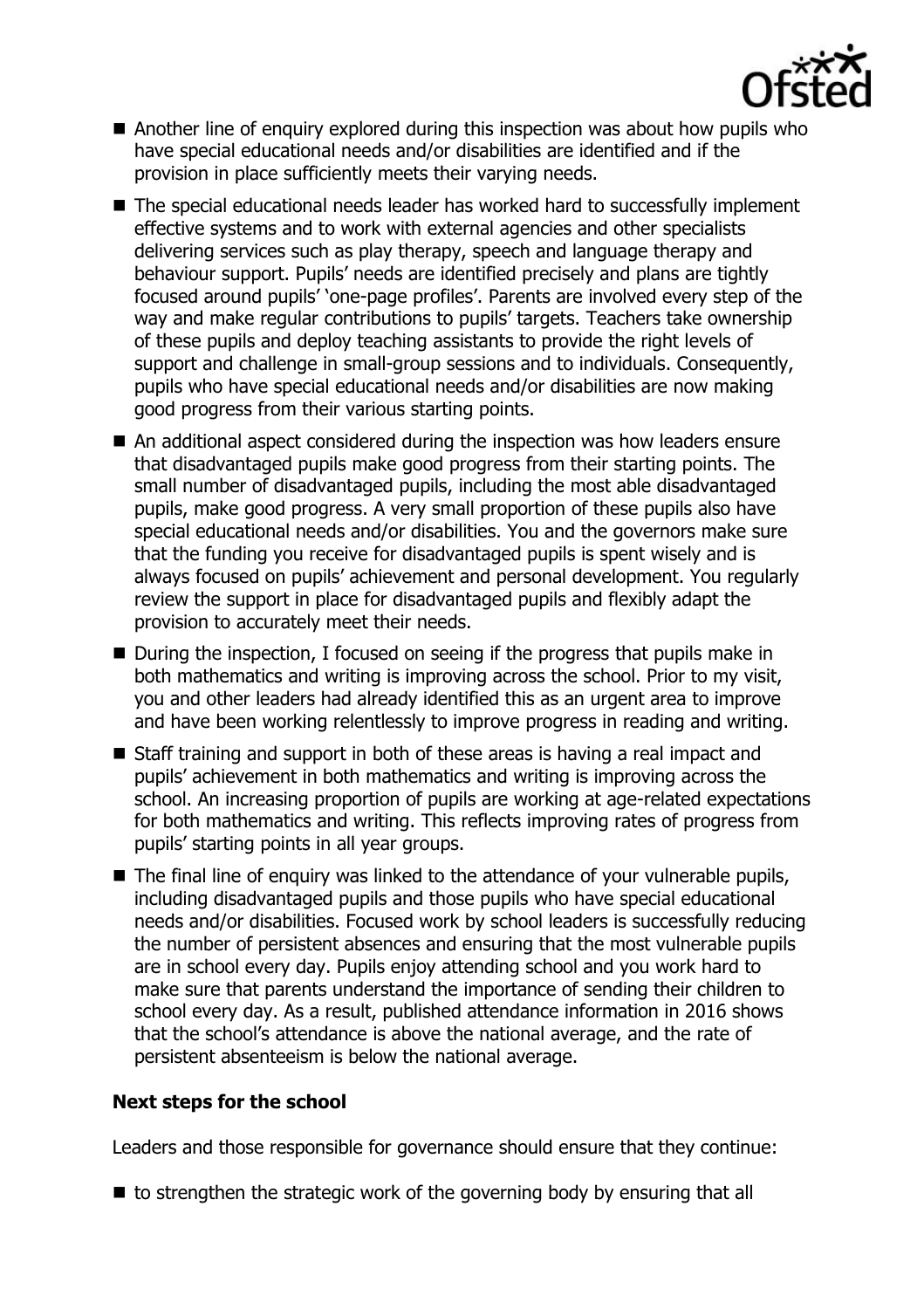- Another line of enquiry explored during this inspection was about how pupils who have special educational needs and/or disabilities are identified and if the provision in place sufficiently meets their varying needs.
- The special educational needs leader has worked hard to successfully implement effective systems and to work with external agencies and other specialists delivering services such as play therapy, speech and language therapy and behaviour support. Pupils' needs are identified precisely and plans are tightly focused around pupils' 'one-page profiles'. Parents are involved every step of the way and make regular contributions to pupils' targets. Teachers take ownership of these pupils and deploy teaching assistants to provide the right levels of support and challenge in small-group sessions and to individuals. Consequently, pupils who have special educational needs and/or disabilities are now making good progress from their various starting points.
- An additional aspect considered during the inspection was how leaders ensure that disadvantaged pupils make good progress from their starting points. The small number of disadvantaged pupils, including the most able disadvantaged pupils, make good progress. A very small proportion of these pupils also have special educational needs and/or disabilities. You and the governors make sure that the funding you receive for disadvantaged pupils is spent wisely and is always focused on pupils' achievement and personal development. You regularly review the support in place for disadvantaged pupils and flexibly adapt the provision to accurately meet their needs.
- During the inspection, I focused on seeing if the progress that pupils make in both mathematics and writing is improving across the school. Prior to my visit, you and other leaders had already identified this as an urgent area to improve and have been working relentlessly to improve progress in reading and writing.
- Staff training and support in both of these areas is having a real impact and pupils' achievement in both mathematics and writing is improving across the school. An increasing proportion of pupils are working at age-related expectations for both mathematics and writing. This reflects improving rates of progress from pupils' starting points in all year groups.
- The final line of enquiry was linked to the attendance of your vulnerable pupils, including disadvantaged pupils and those pupils who have special educational needs and/or disabilities. Focused work by school leaders is successfully reducing the number of persistent absences and ensuring that the most vulnerable pupils are in school every day. Pupils enjoy attending school and you work hard to make sure that parents understand the importance of sending their children to school every day. As a result, published attendance information in 2016 shows that the school's attendance is above the national average, and the rate of persistent absenteeism is below the national average.

### Next steps for the school

Leaders and those responsible for governance should ensure that they continue:

- to strengthen the strategic work of the governing body by ensuring that all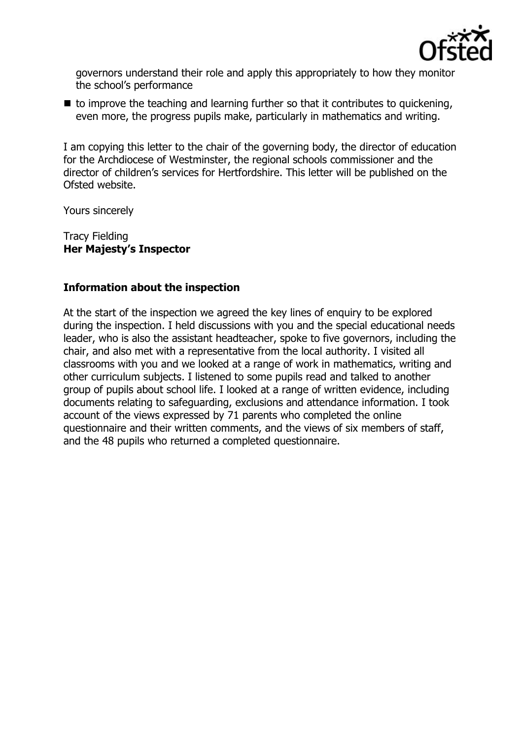governors understand their role and apply this appropriately to how they monitor the school's performance

- to improve the teaching and learning further so that it contributes to quickening, even more, the progress pupils make, particularly in mathematics and writing.

I am copying this letter to the chair of the governing body, the director of education for the Archdiocese of Westminster, the regional schools commissioner and the director of children's services for Hertfordshire. This letter will be published on the Ofsted website.

Yours sincerely

Tracy Fielding
**Her Majesty's Inspector**

### Information about the inspection

At the start of the inspection we agreed the key lines of enquiry to be explored during the inspection. I held discussions with you and the special educational needs leader, who is also the assistant headteacher, spoke to five governors, including the chair, and also met with a representative from the local authority. I visited all classrooms with you and we looked at a range of work in mathematics, writing and other curriculum subjects. I listened to some pupils read and talked to another group of pupils about school life. I looked at a range of written evidence, including documents relating to safeguarding, exclusions and attendance information. I took account of the views expressed by 71 parents who completed the online questionnaire and their written comments, and the views of six members of staff, and the 48 pupils who returned a completed questionnaire.